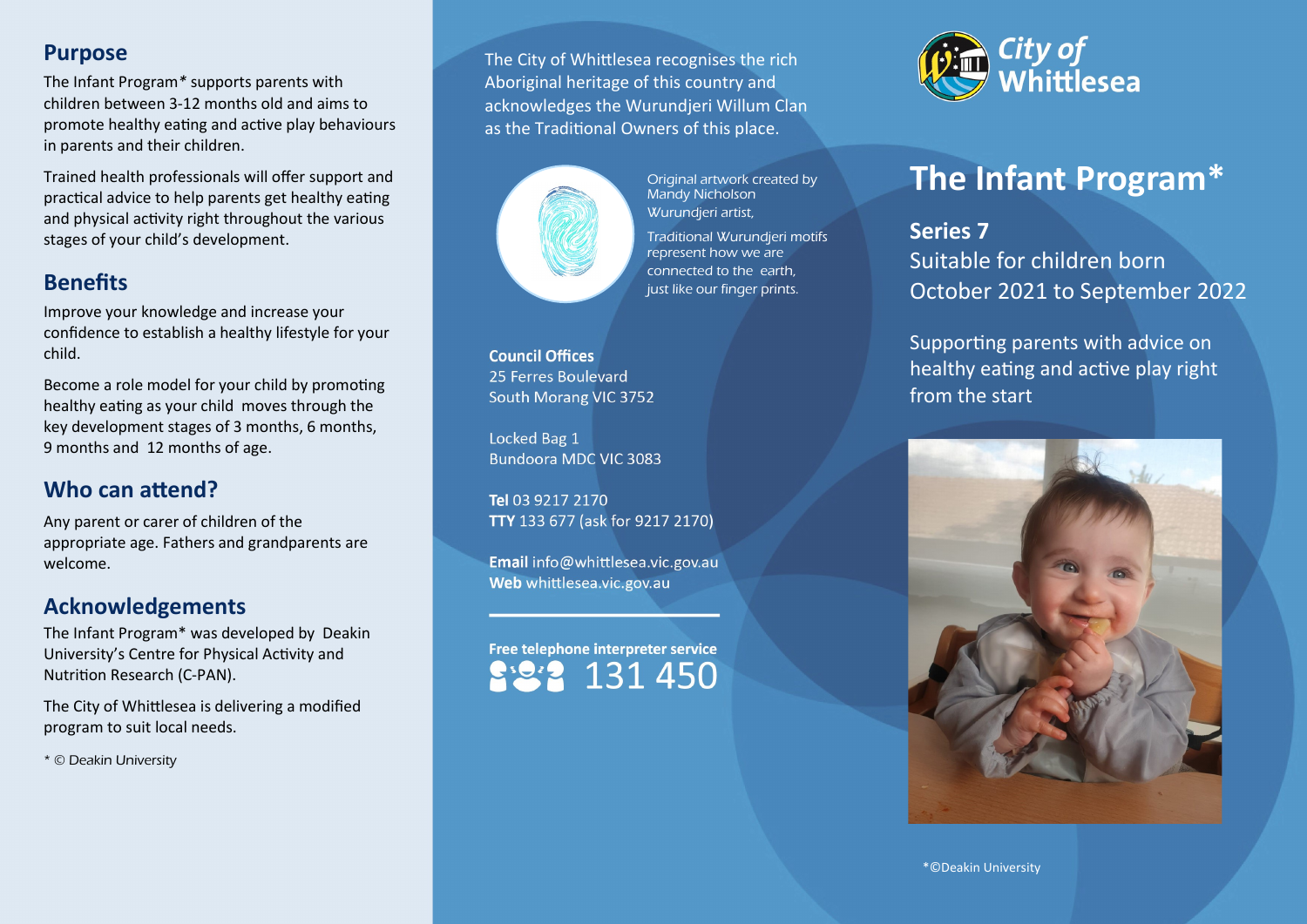## Purpose

The Infant Program* supports parents with children between 3-12 months old and aims to promote healthy eating and active play behaviours in parents and their children.

Trained health professionals will offer support and practical advice to help parents get healthy eating and physical activity right throughout the various stages of your child's development.

## Benefits

Improve your knowledge and increase your confidence to establish a healthy lifestyle for your child.

Become a role model for your child by promoting healthy eating as your child moves through the key development stages of 3 months, 6 months, 9 months and 12 months of age.

## Who can attend?

Any parent or carer of children of the appropriate age. Fathers and grandparents are welcome.

## Acknowledgements

The Infant Program* was developed by Deakin University's Centre for Physical Activity and Nutrition Research (C-PAN).

The City of Whittlesea is delivering a modified program to suit local needs.

* © Deakin University

The City of Whittlesea recognises the rich Aboriginal heritage of this country and acknowledges the Wurundjeri Willum Clan as the Traditional Owners of this place.

*Original artwork created by Mandy Nicholson Wurundjeri artist,*

*Traditional Wurundjeri motifs represent how we are connected to the earth, just like our finger prints.*

**Council Offices**
25 Ferres Boulevard
South Morang VIC 3752

Locked Bag 1
Bundoora MDC VIC 3083

**Tel** 03 9217 2170
**TTY** 133 677 (ask for 9217 2170)

**Email** info@whittlesea.vic.gov.au
**Web** whittlesea.vic.gov.au

**Free telephone interpreter service**
131 450

City of Whittlesea

# The Infant Program*

**Series 7**
Suitable for children born October 2021 to September 2022

Supporting parents with advice on healthy eating and active play right from the start

*©Deakin University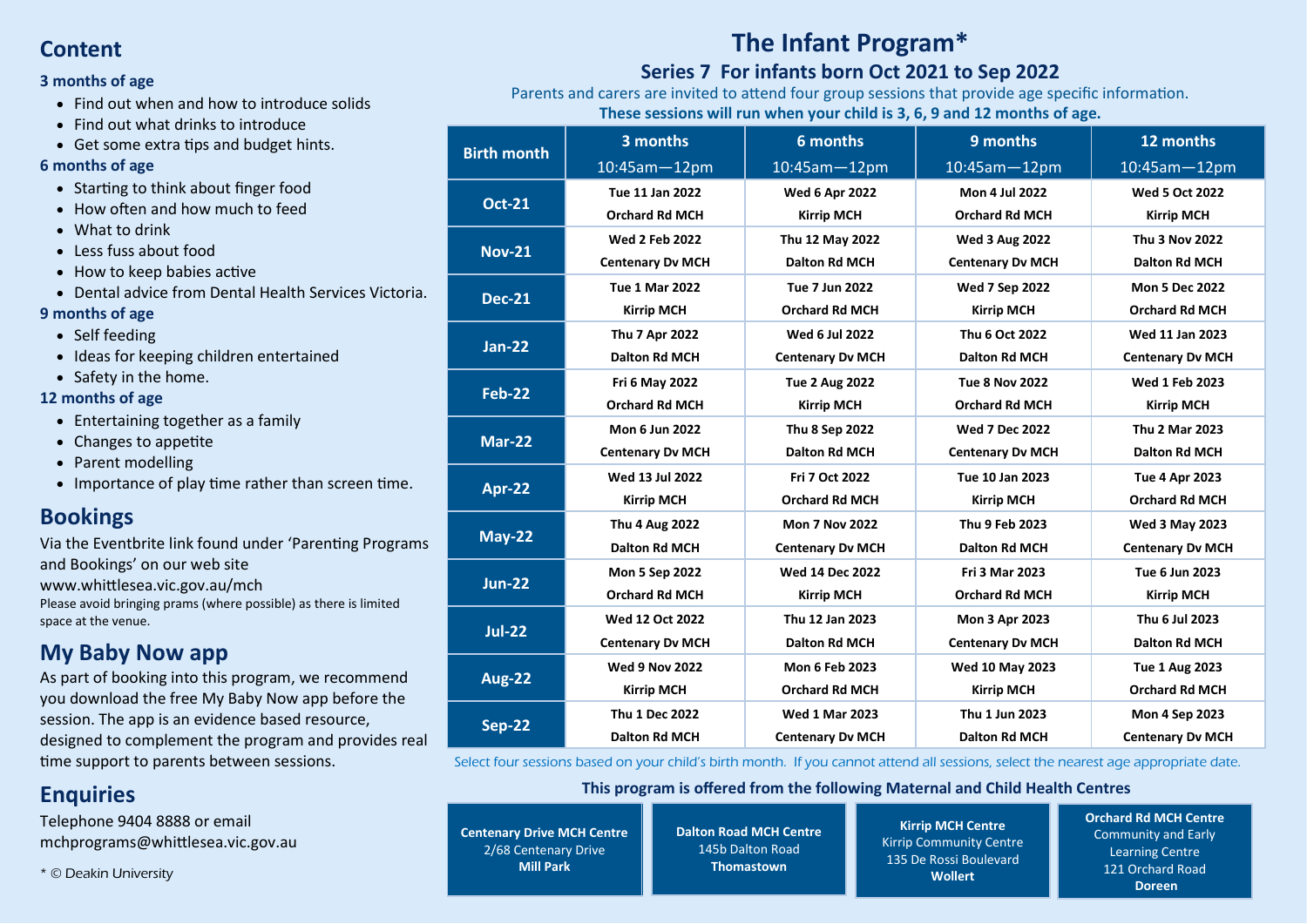## Content

### 3 months of age

- Find out when and how to introduce solids
- Find out what drinks to introduce
- Get some extra tips and budget hints.

### 6 months of age

- Starting to think about finger food
- How often and how much to feed
- What to drink
- Less fuss about food
- How to keep babies active
- Dental advice from Dental Health Services Victoria.

### 9 months of age

- Self feeding
- Ideas for keeping children entertained
- Safety in the home.

### 12 months of age

- Entertaining together as a family
- Changes to appetite
- Parent modelling
- Importance of play time rather than screen time.

## Bookings

Via the Eventbrite link found under 'Parenting Programs and Bookings' on our web site www.whittlesea.vic.gov.au/mch

Please avoid bringing prams (where possible) as there is limited space at the venue.

## My Baby Now app

As part of booking into this program, we recommend you download the free My Baby Now app before the session. The app is an evidence based resource, designed to complement the program and provides real time support to parents between sessions.

## Enquiries

Telephone 9404 8888 or email mchprograms@whittlesea.vic.gov.au

\* © Deakin University

# The Infant Program*

## Series 7 For infants born Oct 2021 to Sep 2022

Parents and carers are invited to attend four group sessions that provide age specific information.

**These sessions will run when your child is 3, 6, 9 and 12 months of age.**

| Birth month | 3 months 10:45am—12pm | 6 months 10:45am—12pm | 9 months 10:45am—12pm | 12 months 10:45am—12pm |
|---|---|---|---|---|
| Oct-21 | Tue 11 Jan 2022 Orchard Rd MCH | Wed 6 Apr 2022 Kirrip MCH | Mon 4 Jul 2022 Orchard Rd MCH | Wed 5 Oct 2022 Kirrip MCH |
| Nov-21 | Wed 2 Feb 2022 Centenary Dv MCH | Thu 12 May 2022 Dalton Rd MCH | Wed 3 Aug 2022 Centenary Dv MCH | Thu 3 Nov 2022 Dalton Rd MCH |
| Dec-21 | Tue 1 Mar 2022 Kirrip MCH | Tue 7 Jun 2022 Orchard Rd MCH | Wed 7 Sep 2022 Kirrip MCH | Mon 5 Dec 2022 Orchard Rd MCH |
| Jan-22 | Thu 7 Apr 2022 Dalton Rd MCH | Wed 6 Jul 2022 Centenary Dv MCH | Thu 6 Oct 2022 Dalton Rd MCH | Wed 11 Jan 2023 Centenary Dv MCH |
| Feb-22 | Fri 6 May 2022 Orchard Rd MCH | Tue 2 Aug 2022 Kirrip MCH | Tue 8 Nov 2022 Orchard Rd MCH | Wed 1 Feb 2023 Kirrip MCH |
| Mar-22 | Mon 6 Jun 2022 Centenary Dv MCH | Thu 8 Sep 2022 Dalton Rd MCH | Wed 7 Dec 2022 Centenary Dv MCH | Thu 2 Mar 2023 Dalton Rd MCH |
| Apr-22 | Wed 13 Jul 2022 Kirrip MCH | Fri 7 Oct 2022 Orchard Rd MCH | Tue 10 Jan 2023 Kirrip MCH | Tue 4 Apr 2023 Orchard Rd MCH |
| May-22 | Thu 4 Aug 2022 Dalton Rd MCH | Mon 7 Nov 2022 Centenary Dv MCH | Thu 9 Feb 2023 Dalton Rd MCH | Wed 3 May 2023 Centenary Dv MCH |
| Jun-22 | Mon 5 Sep 2022 Orchard Rd MCH | Wed 14 Dec 2022 Kirrip MCH | Fri 3 Mar 2023 Orchard Rd MCH | Tue 6 Jun 2023 Kirrip MCH |
| Jul-22 | Wed 12 Oct 2022 Centenary Dv MCH | Thu 12 Jan 2023 Dalton Rd MCH | Mon 3 Apr 2023 Centenary Dv MCH | Thu 6 Jul 2023 Dalton Rd MCH |
| Aug-22 | Wed 9 Nov 2022 Kirrip MCH | Mon 6 Feb 2023 Orchard Rd MCH | Wed 10 May 2023 Kirrip MCH | Tue 1 Aug 2023 Orchard Rd MCH |
| Sep-22 | Thu 1 Dec 2022 Dalton Rd MCH | Wed 1 Mar 2023 Centenary Dv MCH | Thu 1 Jun 2023 Dalton Rd MCH | Mon 4 Sep 2023 Centenary Dv MCH |

*Select four sessions based on your child's birth month. If you cannot attend all sessions, select the nearest age appropriate date.*

**This program is offered from the following Maternal and Child Health Centres**

**Centenary Drive MCH Centre**
2/68 Centenary Drive
**Mill Park**

**Dalton Road MCH Centre**
145b Dalton Road
**Thomastown**

**Kirrip MCH Centre**
Kirrip Community Centre
135 De Rossi Boulevard
**Wollert**

**Orchard Rd MCH Centre**
Community and Early Learning Centre
121 Orchard Road
**Doreen**